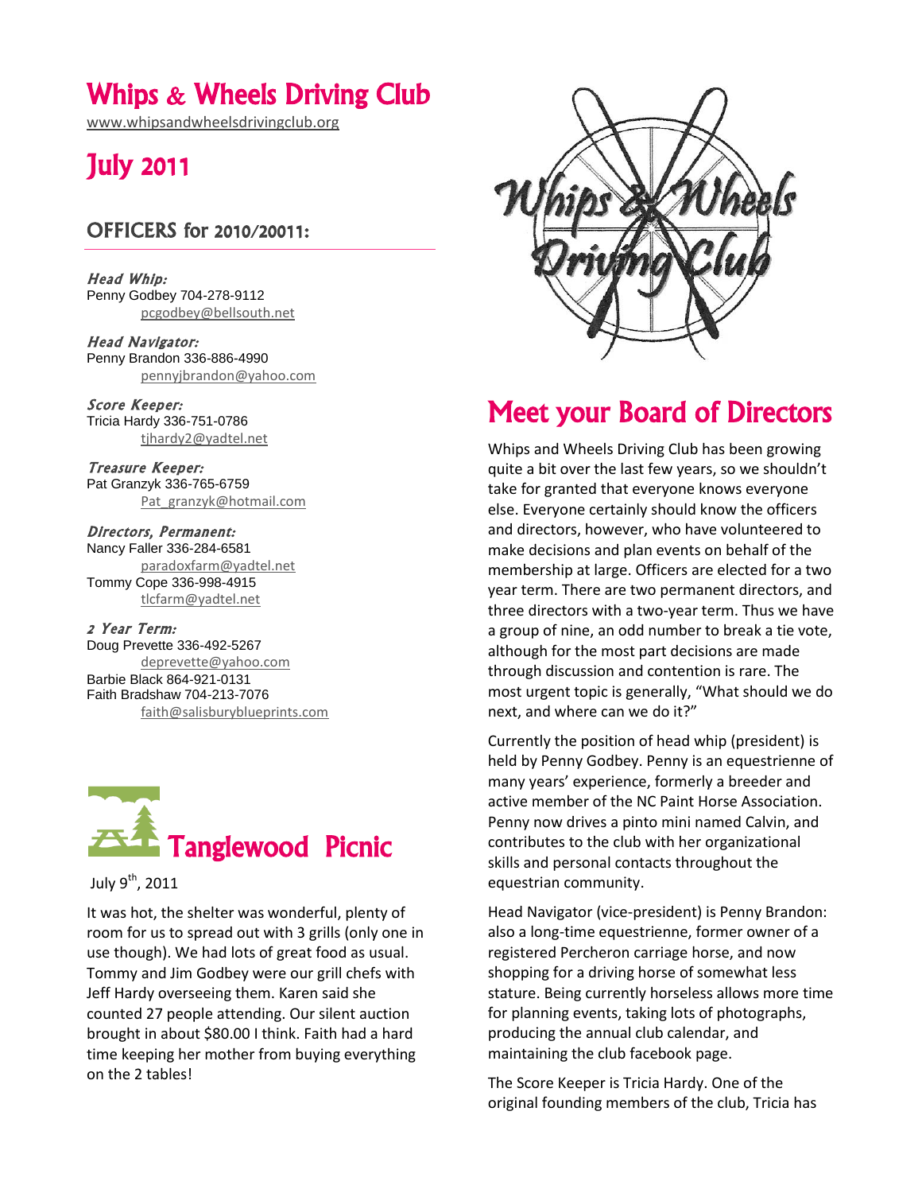# Whips & Wheels Driving Club

www.whipsandwheelsdrivingclub.org

# July 2011

## OFFICERS for 2010/20011:

***Head Whip:***
Penny Godbey 704-278-9112
pcgodbey@bellsouth.net

***Head Navigator:***
Penny Brandon 336-886-4990
pennyjbrandon@yahoo.com

***Score Keeper:***
Tricia Hardy 336-751-0786
tjhardy2@yadtel.net

***Treasure Keeper:***
Pat Granzyk 336-765-6759
Pat_granzyk@hotmail.com

***Directors, Permanent:***
Nancy Faller 336-284-6581
paradoxfarm@yadtel.net
Tommy Cope 336-998-4915
tlcfarm@yadtel.net

***2 Year Term:***
Doug Prevette 336-492-5267
deprevette@yahoo.com
Barbie Black 864-921-0131
Faith Bradshaw 704-213-7076
faith@salisburyblueprints.com

## Tanglewood Picnic

July 9th, 2011

It was hot, the shelter was wonderful, plenty of room for us to spread out with 3 grills (only one in use though). We had lots of great food as usual. Tommy and Jim Godbey were our grill chefs with Jeff Hardy overseeing them. Karen said she counted 27 people attending. Our silent auction brought in about $80.00 I think. Faith had a hard time keeping her mother from buying everything on the 2 tables!

## Meet your Board of Directors

Whips and Wheels Driving Club has been growing quite a bit over the last few years, so we shouldn't take for granted that everyone knows everyone else. Everyone certainly should know the officers and directors, however, who have volunteered to make decisions and plan events on behalf of the membership at large. Officers are elected for a two year term. There are two permanent directors, and three directors with a two-year term. Thus we have a group of nine, an odd number to break a tie vote, although for the most part decisions are made through discussion and contention is rare. The most urgent topic is generally, "What should we do next, and where can we do it?"

Currently the position of head whip (president) is held by Penny Godbey. Penny is an equestrienne of many years' experience, formerly a breeder and active member of the NC Paint Horse Association. Penny now drives a pinto mini named Calvin, and contributes to the club with her organizational skills and personal contacts throughout the equestrian community.

Head Navigator (vice-president) is Penny Brandon: also a long-time equestrienne, former owner of a registered Percheron carriage horse, and now shopping for a driving horse of somewhat less stature. Being currently horseless allows more time for planning events, taking lots of photographs, producing the annual club calendar, and maintaining the club facebook page.

The Score Keeper is Tricia Hardy. One of the original founding members of the club, Tricia has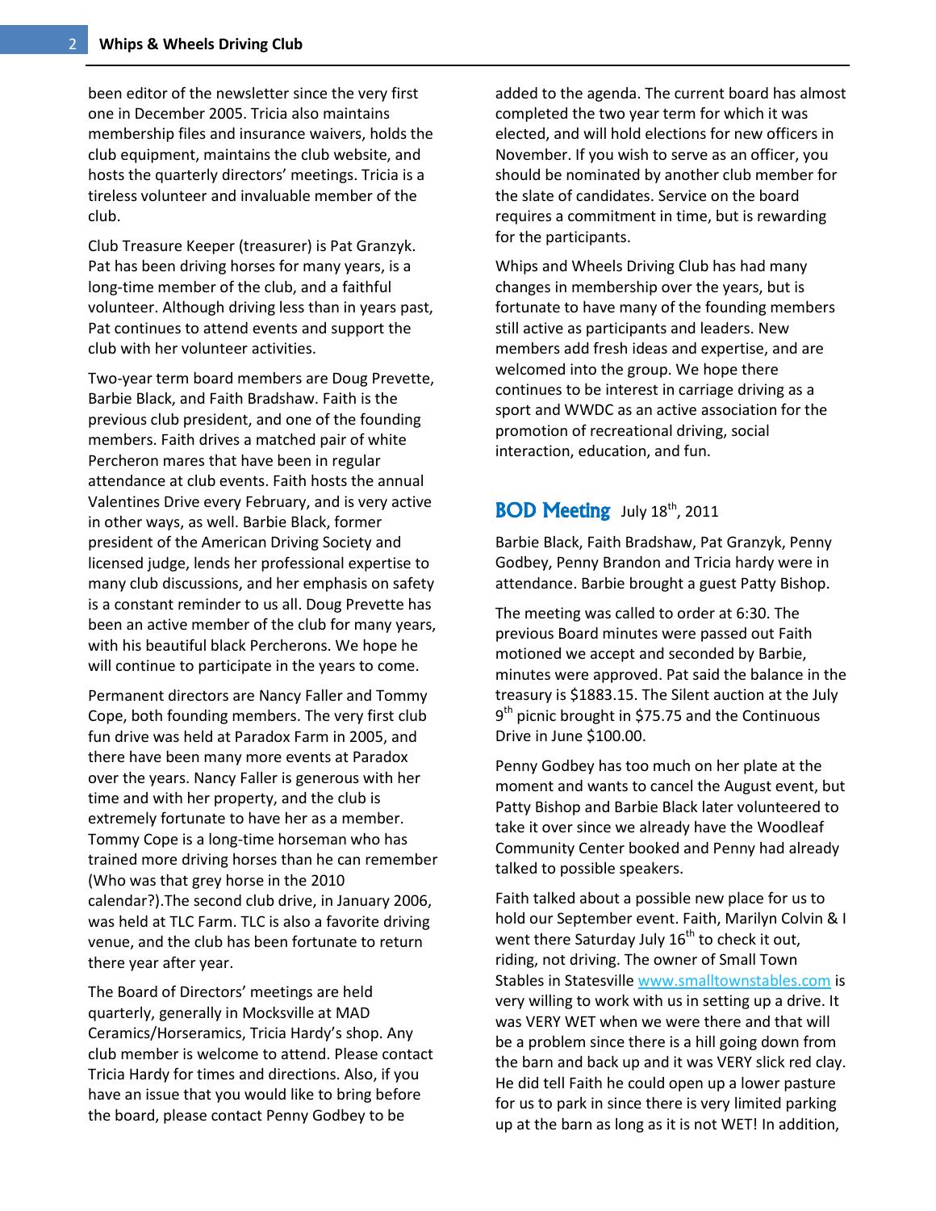been editor of the newsletter since the very first one in December 2005. Tricia also maintains membership files and insurance waivers, holds the club equipment, maintains the club website, and hosts the quarterly directors' meetings. Tricia is a tireless volunteer and invaluable member of the club.

Club Treasure Keeper (treasurer) is Pat Granzyk. Pat has been driving horses for many years, is a long-time member of the club, and a faithful volunteer. Although driving less than in years past, Pat continues to attend events and support the club with her volunteer activities.

Two-year term board members are Doug Prevette, Barbie Black, and Faith Bradshaw. Faith is the previous club president, and one of the founding members. Faith drives a matched pair of white Percheron mares that have been in regular attendance at club events. Faith hosts the annual Valentines Drive every February, and is very active in other ways, as well. Barbie Black, former president of the American Driving Society and licensed judge, lends her professional expertise to many club discussions, and her emphasis on safety is a constant reminder to us all. Doug Prevette has been an active member of the club for many years, with his beautiful black Percherons. We hope he will continue to participate in the years to come.

Permanent directors are Nancy Faller and Tommy Cope, both founding members. The very first club fun drive was held at Paradox Farm in 2005, and there have been many more events at Paradox over the years. Nancy Faller is generous with her time and with her property, and the club is extremely fortunate to have her as a member. Tommy Cope is a long-time horseman who has trained more driving horses than he can remember (Who was that grey horse in the 2010 calendar?).The second club drive, in January 2006, was held at TLC Farm. TLC is also a favorite driving venue, and the club has been fortunate to return there year after year.

The Board of Directors' meetings are held quarterly, generally in Mocksville at MAD Ceramics/Horseramics, Tricia Hardy's shop. Any club member is welcome to attend. Please contact Tricia Hardy for times and directions. Also, if you have an issue that you would like to bring before the board, please contact Penny Godbey to be added to the agenda. The current board has almost completed the two year term for which it was elected, and will hold elections for new officers in November. If you wish to serve as an officer, you should be nominated by another club member for the slate of candidates. Service on the board requires a commitment in time, but is rewarding for the participants.

Whips and Wheels Driving Club has had many changes in membership over the years, but is fortunate to have many of the founding members still active as participants and leaders. New members add fresh ideas and expertise, and are welcomed into the group. We hope there continues to be interest in carriage driving as a sport and WWDC as an active association for the promotion of recreational driving, social interaction, education, and fun.

## BOD Meeting July 18th, 2011

Barbie Black, Faith Bradshaw, Pat Granzyk, Penny Godbey, Penny Brandon and Tricia hardy were in attendance. Barbie brought a guest Patty Bishop.

The meeting was called to order at 6:30. The previous Board minutes were passed out Faith motioned we accept and seconded by Barbie, minutes were approved. Pat said the balance in the treasury is $1883.15. The Silent auction at the July 9th picnic brought in $75.75 and the Continuous Drive in June $100.00.

Penny Godbey has too much on her plate at the moment and wants to cancel the August event, but Patty Bishop and Barbie Black later volunteered to take it over since we already have the Woodleaf Community Center booked and Penny had already talked to possible speakers.

Faith talked about a possible new place for us to hold our September event. Faith, Marilyn Colvin & I went there Saturday July 16th to check it out, riding, not driving. The owner of Small Town Stables in Statesville www.smalltownstables.com is very willing to work with us in setting up a drive. It was VERY WET when we were there and that will be a problem since there is a hill going down from the barn and back up and it was VERY slick red clay. He did tell Faith he could open up a lower pasture for us to park in since there is very limited parking up at the barn as long as it is not WET! In addition,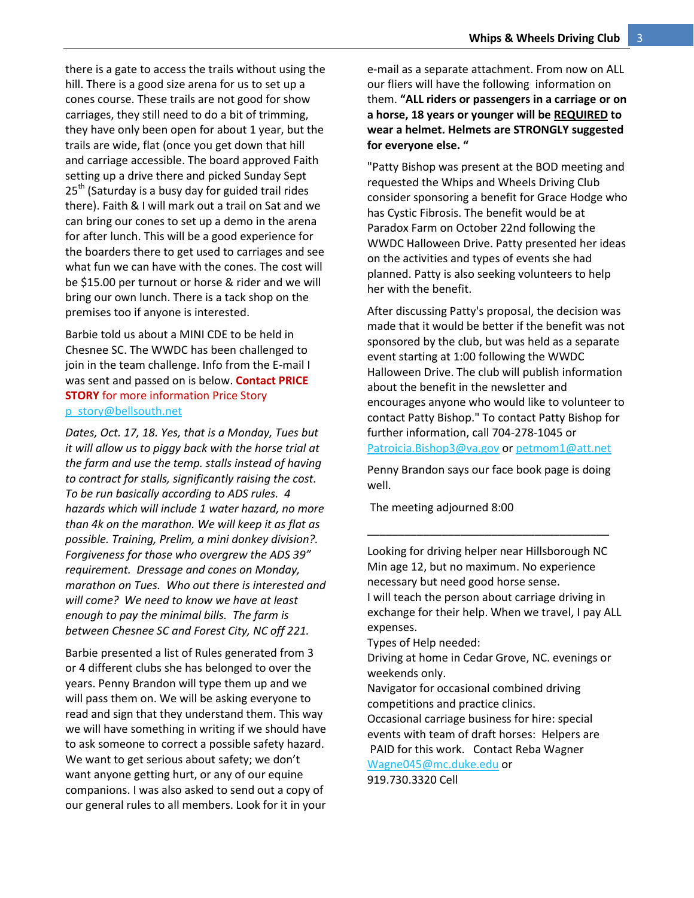there is a gate to access the trails without using the hill. There is a good size arena for us to set up a cones course. These trails are not good for show carriages, they still need to do a bit of trimming, they have only been open for about 1 year, but the trails are wide, flat (once you get down that hill and carriage accessible. The board approved Faith setting up a drive there and picked Sunday Sept 25th (Saturday is a busy day for guided trail rides there). Faith & I will mark out a trail on Sat and we can bring our cones to set up a demo in the arena for after lunch. This will be a good experience for the boarders there to get used to carriages and see what fun we can have with the cones. The cost will be $15.00 per turnout or horse & rider and we will bring our own lunch. There is a tack shop on the premises too if anyone is interested.

Barbie told us about a MINI CDE to be held in Chesnee SC. The WWDC has been challenged to join in the team challenge. Info from the E-mail I was sent and passed on is below. **Contact PRICE STORY** for more information Price Story p_story@bellsouth.net

*Dates, Oct. 17, 18. Yes, that is a Monday, Tues but it will allow us to piggy back with the horse trial at the farm and use the temp. stalls instead of having to contract for stalls, significantly raising the cost. To be run basically according to ADS rules. 4 hazards which will include 1 water hazard, no more than 4k on the marathon. We will keep it as flat as possible. Training, Prelim, a mini donkey division?. Forgiveness for those who overgrew the ADS 39" requirement. Dressage and cones on Monday, marathon on Tues. Who out there is interested and will come? We need to know we have at least enough to pay the minimal bills. The farm is between Chesnee SC and Forest City, NC off 221.*

Barbie presented a list of Rules generated from 3 or 4 different clubs she has belonged to over the years. Penny Brandon will type them up and we will pass them on. We will be asking everyone to read and sign that they understand them. This way we will have something in writing if we should have to ask someone to correct a possible safety hazard. We want to get serious about safety; we don't want anyone getting hurt, or any of our equine companions. I was also asked to send out a copy of our general rules to all members. Look for it in your e-mail as a separate attachment. From now on ALL our fliers will have the following information on them. **"ALL riders or passengers in a carriage or on a horse, 18 years or younger will be REQUIRED to wear a helmet. Helmets are STRONGLY suggested for everyone else. "**

"Patty Bishop was present at the BOD meeting and requested the Whips and Wheels Driving Club consider sponsoring a benefit for Grace Hodge who has Cystic Fibrosis. The benefit would be at Paradox Farm on October 22nd following the WWDC Halloween Drive. Patty presented her ideas on the activities and types of events she had planned. Patty is also seeking volunteers to help her with the benefit.

After discussing Patty's proposal, the decision was made that it would be better if the benefit was not sponsored by the club, but was held as a separate event starting at 1:00 following the WWDC Halloween Drive. The club will publish information about the benefit in the newsletter and encourages anyone who would like to volunteer to contact Patty Bishop." To contact Patty Bishop for further information, call 704-278-1045 or Patroicia.Bishop3@va.gov or petmom1@att.net

Penny Brandon says our face book page is doing well.

The meeting adjourned 8:00

---

Looking for driving helper near Hillsborough NC
Min age 12, but no maximum. No experience necessary but need good horse sense.
I will teach the person about carriage driving in exchange for their help. When we travel, I pay ALL expenses.
Types of Help needed:
Driving at home in Cedar Grove, NC. evenings or weekends only.
Navigator for occasional combined driving competitions and practice clinics.
Occasional carriage business for hire: special events with team of draft horses: Helpers are PAID for this work. Contact Reba Wagner Wagne045@mc.duke.edu or
919.730.3320 Cell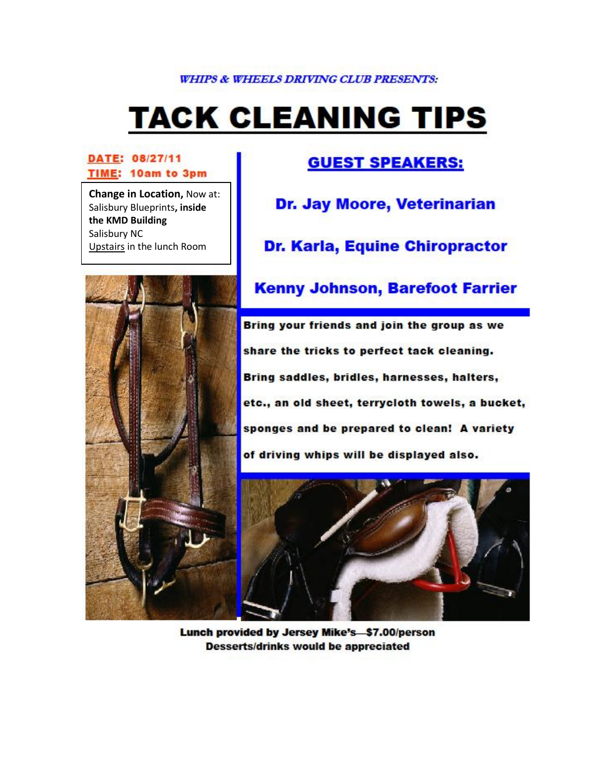*WHIPS & WHEELS DRIVING CLUB PRESENTS:*

# TACK CLEANING TIPS

**DATE: 08/27/11**
**TIME: 10am to 3pm**

**Change in Location,** Now at:
Salisbury Blueprints**, inside the KMD Building**
Salisbury NC
Upstairs in the lunch Room

## GUEST SPEAKERS:

**Dr. Jay Moore, Veterinarian**

**Dr. Karla, Equine Chiropractor**

**Kenny Johnson, Barefoot Farrier**

**Bring your friends and join the group as we share the tricks to perfect tack cleaning. Bring saddles, bridles, harnesses, halters, etc., an old sheet, terrycloth towels, a bucket, sponges and be prepared to clean! A variety of driving whips will be displayed also.**

**Lunch provided by Jersey Mike's—$7.00/person**
**Desserts/drinks would be appreciated**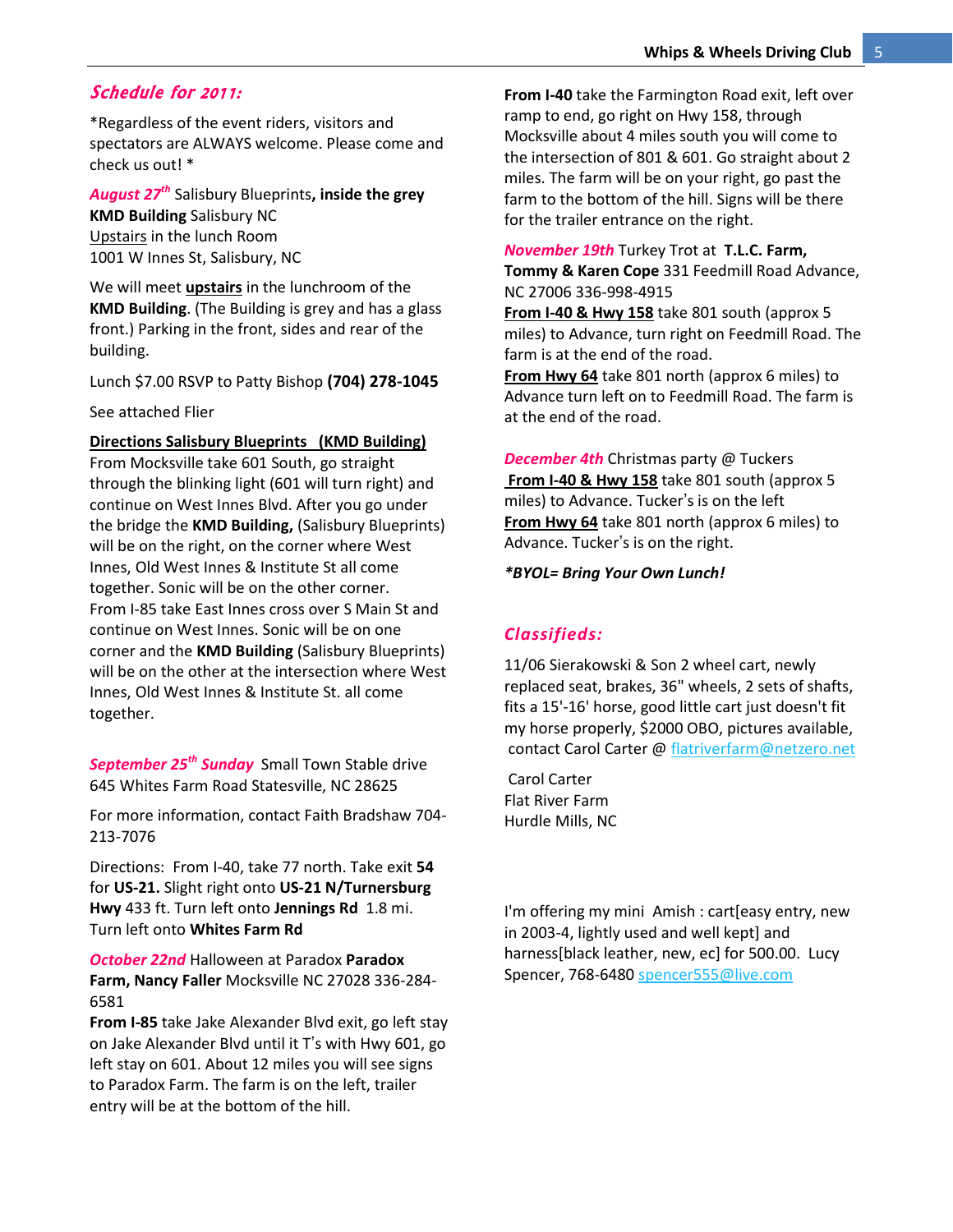## *Schedule for 2011:*

*Regardless of the event riders, visitors and spectators are ALWAYS welcome. Please come and check us out! *

***August 27th*** Salisbury Blueprints**, inside the grey KMD Building** Salisbury NC
Upstairs in the lunch Room
1001 W Innes St, Salisbury, NC

We will meet **upstairs** in the lunchroom of the **KMD Building**. (The Building is grey and has a glass front.) Parking in the front, sides and rear of the building.

Lunch $7.00 RSVP to Patty Bishop **(704) 278-1045**

See attached Flier

**Directions Salisbury Blueprints (KMD Building)**
From Mocksville take 601 South, go straight through the blinking light (601 will turn right) and continue on West Innes Blvd. After you go under the bridge the **KMD Building,** (Salisbury Blueprints) will be on the right, on the corner where West Innes, Old West Innes & Institute St all come together. Sonic will be on the other corner.
From I-85 take East Innes cross over S Main St and continue on West Innes. Sonic will be on one corner and the **KMD Building** (Salisbury Blueprints) will be on the other at the intersection where West Innes, Old West Innes & Institute St. all come together.

***September 25th Sunday*** Small Town Stable drive
645 Whites Farm Road Statesville, NC 28625

For more information, contact Faith Bradshaw 704-213-7076

Directions: From I-40, take 77 north. Take exit **54** for **US-21.** Slight right onto **US-21 N/Turnersburg Hwy** 433 ft. Turn left onto **Jennings Rd** 1.8 mi. Turn left onto **Whites Farm Rd**

***October 22nd*** Halloween at Paradox **Paradox Farm, Nancy Faller** Mocksville NC 27028 336-284-6581
**From I-85** take Jake Alexander Blvd exit, go left stay on Jake Alexander Blvd until it T's with Hwy 601, go left stay on 601. About 12 miles you will see signs to Paradox Farm. The farm is on the left, trailer entry will be at the bottom of the hill.

**From I-40** take the Farmington Road exit, left over ramp to end, go right on Hwy 158, through Mocksville about 4 miles south you will come to the intersection of 801 & 601. Go straight about 2 miles. The farm will be on your right, go past the farm to the bottom of the hill. Signs will be there for the trailer entrance on the right.

***November 19th*** Turkey Trot at **T.L.C. Farm, Tommy & Karen Cope** 331 Feedmill Road Advance, NC 27006 336-998-4915
**From I-40 & Hwy 158** take 801 south (approx 5 miles) to Advance, turn right on Feedmill Road. The farm is at the end of the road.
**From Hwy 64** take 801 north (approx 6 miles) to Advance turn left on to Feedmill Road. The farm is at the end of the road.

***December 4th*** Christmas party @ Tuckers
**From I-40 & Hwy 158** take 801 south (approx 5 miles) to Advance. Tucker's is on the left
**From Hwy 64** take 801 north (approx 6 miles) to Advance. Tucker's is on the right.

***\*BYOL= Bring Your Own Lunch!***

## *Classifieds:*

11/06 Sierakowski & Son 2 wheel cart, newly replaced seat, brakes, 36" wheels, 2 sets of shafts, fits a 15'-16' horse, good little cart just doesn't fit my horse properly, $2000 OBO, pictures available, contact Carol Carter @ flatriverfarm@netzero.net

Carol Carter
Flat River Farm
Hurdle Mills, NC

I'm offering my mini Amish : cart[easy entry, new in 2003-4, lightly used and well kept] and harness[black leather, new, ec] for 500.00. Lucy Spencer, 768-6480 spencer555@live.com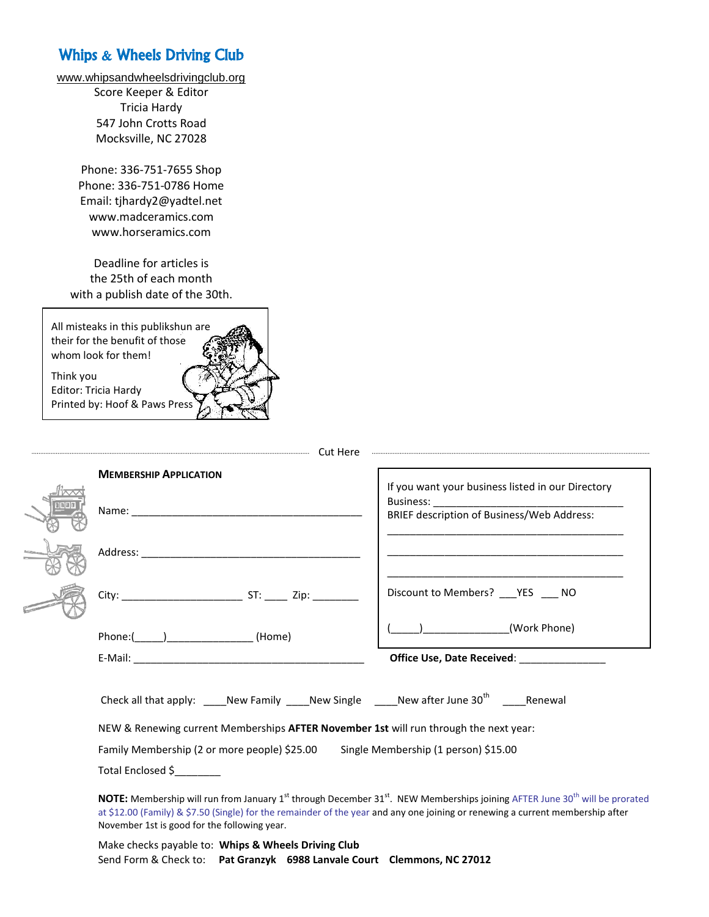## Whips & Wheels Driving Club

www.whipsandwheelsdrivingclub.org
Score Keeper & Editor
Tricia Hardy
547 John Crotts Road
Mocksville, NC 27028

Phone: 336-751-7655 Shop
Phone: 336-751-0786 Home
Email: tjhardy2@yadtel.net
www.madceramics.com
www.horseramics.com

Deadline for articles is
the 25th of each month
with a publish date of the 30th.

All misteaks in this publikshun are their for the benufit of those whom look for them!

Think you
Editor: Tricia Hardy
Printed by: Hoof & Paws Press

Cut Here

### MEMBERSHIP APPLICATION

Name: ________________________________________

Address: ______________________________________

City: ____________________ ST: ____ Zip: ________

Phone:(_____)_______________ (Home)

E-Mail: _________________________________________

If you want your business listed in our Directory
Business: ___________________________________
BRIEF description of Business/Web Address:

__________________________________________

__________________________________________

__________________________________________

Discount to Members? ___YES ___ NO

(_____)_______________(Work Phone)

**Office Use, Date Received**: _______________

Check all that apply: ____New Family ____New Single ____New after June 30th ____Renewal

NEW & Renewing current Memberships **AFTER November 1st** will run through the next year:

Family Membership (2 or more people) $25.00 Single Membership (1 person) $15.00

Total Enclosed $________

**NOTE:** Membership will run from January 1st through December 31st. NEW Memberships joining AFTER June 30th will be prorated at $12.00 (Family) & $7.50 (Single) for the remainder of the year and any one joining or renewing a current membership after November 1st is good for the following year.

Make checks payable to: **Whips & Wheels Driving Club**
Send Form & Check to: **Pat Granzyk 6988 Lanvale Court Clemmons, NC 27012**